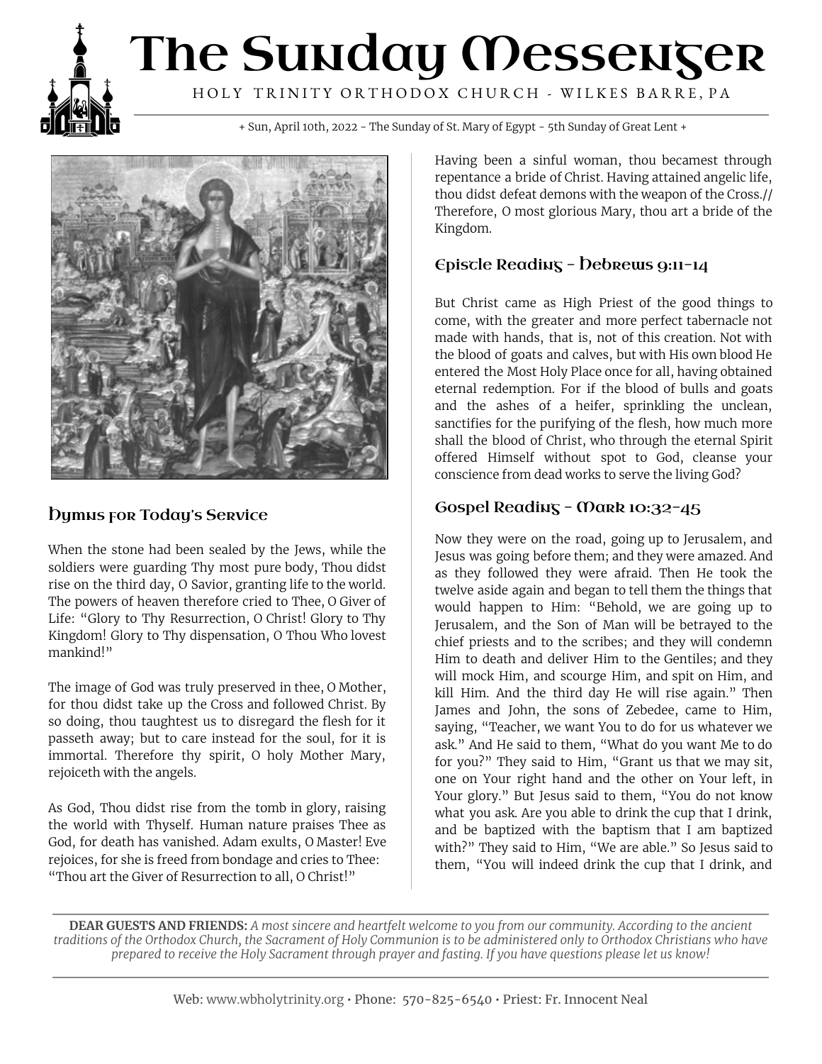# The Sunday Messenger

HOLY TRINITY ORTHODOX CHURCH - WILKES BARRE, PA

+ Sun, April 10th, 2022 - The Sunday of St. Mary of Egypt - 5th Sunday of Great Lent +

## Hymns for Today's Service

When the stone had been sealed by the Jews, while the soldiers were guarding Thy most pure body, Thou didst rise on the third day, O Savior, granting life to the world. The powers of heaven therefore cried to Thee, O Giver of Life: "Glory to Thy Resurrection, O Christ! Glory to Thy Kingdom! Glory to Thy dispensation, O Thou Who lovest mankind!"

The image of God was truly preserved in thee, O Mother, for thou didst take up the Cross and followed Christ. By so doing, thou taughtest us to disregard the flesh for it passeth away; but to care instead for the soul, for it is immortal. Therefore thy spirit, O holy Mother Mary, rejoiceth with the angels.

As God, Thou didst rise from the tomb in glory, raising the world with Thyself. Human nature praises Thee as God, for death has vanished. Adam exults, O Master! Eve rejoices, for she is freed from bondage and cries to Thee: "Thou art the Giver of Resurrection to all, O Christ!"

Having been a sinful woman, thou becamest through repentance a bride of Christ. Having attained angelic life, thou didst defeat demons with the weapon of the Cross.// Therefore, O most glorious Mary, thou art a bride of the Kingdom.

## Epistle Reading - Hebrews 9:11-14

But Christ came as High Priest of the good things to come, with the greater and more perfect tabernacle not made with hands, that is, not of this creation. Not with the blood of goats and calves, but with His own blood He entered the Most Holy Place once for all, having obtained eternal redemption. For if the blood of bulls and goats and the ashes of a heifer, sprinkling the unclean, sanctifies for the purifying of the flesh, how much more shall the blood of Christ, who through the eternal Spirit offered Himself without spot to God, cleanse your conscience from dead works to serve the living God?

## Gospel Reading - Mark 10:32-45

Now they were on the road, going up to Jerusalem, and Jesus was going before them; and they were amazed. And as they followed they were afraid. Then He took the twelve aside again and began to tell them the things that would happen to Him: "Behold, we are going up to Jerusalem, and the Son of Man will be betrayed to the chief priests and to the scribes; and they will condemn Him to death and deliver Him to the Gentiles; and they will mock Him, and scourge Him, and spit on Him, and kill Him. And the third day He will rise again." Then James and John, the sons of Zebedee, came to Him, saying, "Teacher, we want You to do for us whatever we ask." And He said to them, "What do you want Me to do for you?" They said to Him, "Grant us that we may sit, one on Your right hand and the other on Your left, in Your glory." But Jesus said to them, "You do not know what you ask. Are you able to drink the cup that I drink, and be baptized with the baptism that I am baptized with?" They said to Him, "We are able." So Jesus said to them, "You will indeed drink the cup that I drink, and

**DEAR GUESTS AND FRIENDS:** *A most sincere and heartfelt welcome to you from our community. According to the ancient traditions of the Orthodox Church, the Sacrament of Holy Communion is to be administered only to Orthodox Christians who have prepared to receive the Holy Sacrament through prayer and fasting. If you have questions please let us know!*

Web: www.wbholytrinity.org • Phone: 570-825-6540 • Priest: Fr. Innocent Neal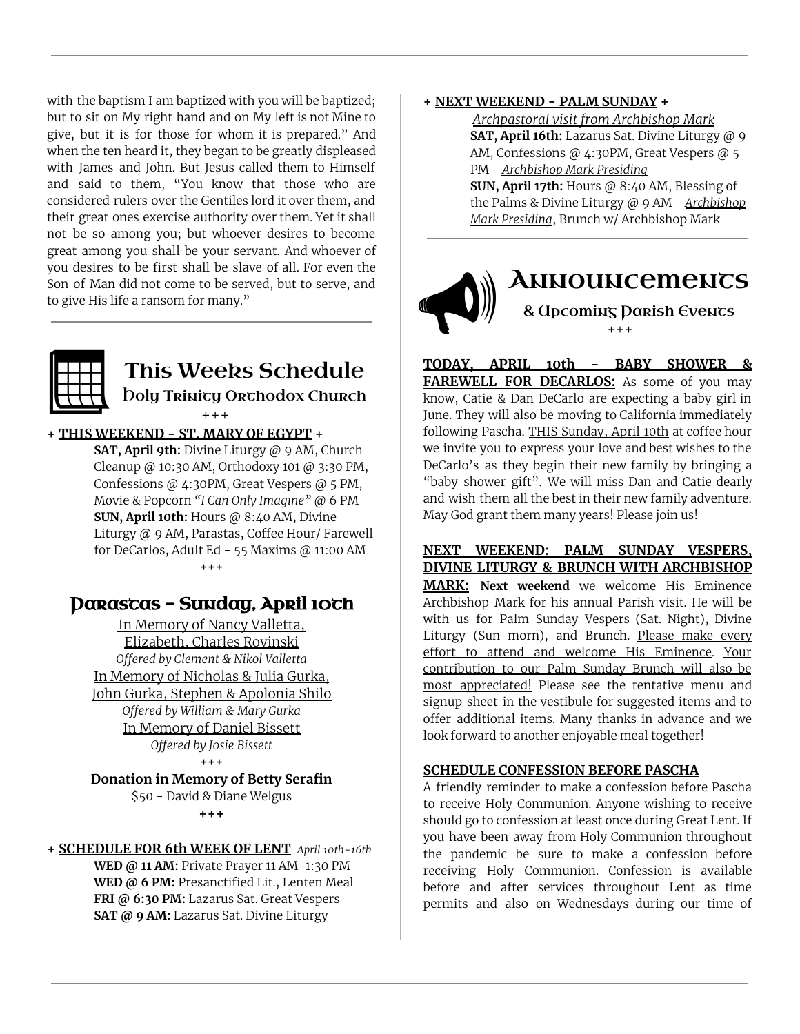with the baptism I am baptized with you will be baptized; but to sit on My right hand and on My left is not Mine to give, but it is for those for whom it is prepared." And when the ten heard it, they began to be greatly displeased with James and John. But Jesus called them to Himself and said to them, "You know that those who are considered rulers over the Gentiles lord it over them, and their great ones exercise authority over them. Yet it shall not be so among you; but whoever desires to become great among you shall be your servant. And whoever of you desires to be first shall be slave of all. For even the Son of Man did not come to be served, but to serve, and to give His life a ransom for many."

## This Weeks Schedule

### Holy Trinity Orthodox Church

+++

**+ THIS WEEKEND - ST. MARY OF EGYPT +**

**SAT, April 9th:** Divine Liturgy @ 9 AM, Church Cleanup @ 10:30 AM, Orthodoxy 101 @ 3:30 PM, Confessions @ 4:30PM, Great Vespers @ 5 PM, Movie & Popcorn *"I Can Only Imagine"* @ 6 PM
**SUN, April 10th:** Hours @ 8:40 AM, Divine Liturgy @ 9 AM, Parastas, Coffee Hour/ Farewell for DeCarlos, Adult Ed - 55 Maxims @ 11:00 AM

+++

## Parastas - Sunday, April 10th

In Memory of Nancy Valletta, Elizabeth, Charles Rovinski
*Offered by Clement & Nikol Valletta*

In Memory of Nicholas & Julia Gurka, John Gurka, Stephen & Apolonia Shilo
*Offered by William & Mary Gurka*

In Memory of Daniel Bissett
*Offered by Josie Bissett*

+++

**Donation in Memory of Betty Serafin**
$50 - David & Diane Welgus

+++

**+ SCHEDULE FOR 6th WEEK OF LENT** *April 10th-16th*

**WED @ 11 AM:** Private Prayer 11 AM-1:30 PM
**WED @ 6 PM:** Presanctified Lit., Lenten Meal
**FRI @ 6:30 PM:** Lazarus Sat. Great Vespers
**SAT @ 9 AM:** Lazarus Sat. Divine Liturgy

**+ NEXT WEEKEND - PALM SUNDAY +**

*Archpastoral visit from Archbishop Mark*
**SAT, April 16th:** Lazarus Sat. Divine Liturgy @ 9 AM, Confessions @ 4:30PM, Great Vespers @ 5 PM - *Archbishop Mark Presiding*
**SUN, April 17th:** Hours @ 8:40 AM, Blessing of the Palms & Divine Liturgy @ 9 AM - *Archbishop Mark Presiding*, Brunch w/ Archbishop Mark

## Announcements

### & Upcoming Parish Events

+++

**TODAY, APRIL 10th - BABY SHOWER & FAREWELL FOR DECARLOS:** As some of you may know, Catie & Dan DeCarlo are expecting a baby girl in June. They will also be moving to California immediately following Pascha. THIS Sunday, April 10th at coffee hour we invite you to express your love and best wishes to the DeCarlo's as they begin their new family by bringing a "baby shower gift". We will miss Dan and Catie dearly and wish them all the best in their new family adventure. May God grant them many years! Please join us!

**NEXT WEEKEND: PALM SUNDAY VESPERS, DIVINE LITURGY & BRUNCH WITH ARCHBISHOP MARK:** **Next weekend** we welcome His Eminence Archbishop Mark for his annual Parish visit. He will be with us for Palm Sunday Vespers (Sat. Night), Divine Liturgy (Sun morn), and Brunch. Please make every effort to attend and welcome His Eminence. Your contribution to our Palm Sunday Brunch will also be most appreciated! Please see the tentative menu and signup sheet in the vestibule for suggested items and to offer additional items. Many thanks in advance and we look forward to another enjoyable meal together!

**SCHEDULE CONFESSION BEFORE PASCHA**

A friendly reminder to make a confession before Pascha to receive Holy Communion. Anyone wishing to receive should go to confession at least once during Great Lent. If you have been away from Holy Communion throughout the pandemic be sure to make a confession before receiving Holy Communion. Confession is available before and after services throughout Lent as time permits and also on Wednesdays during our time of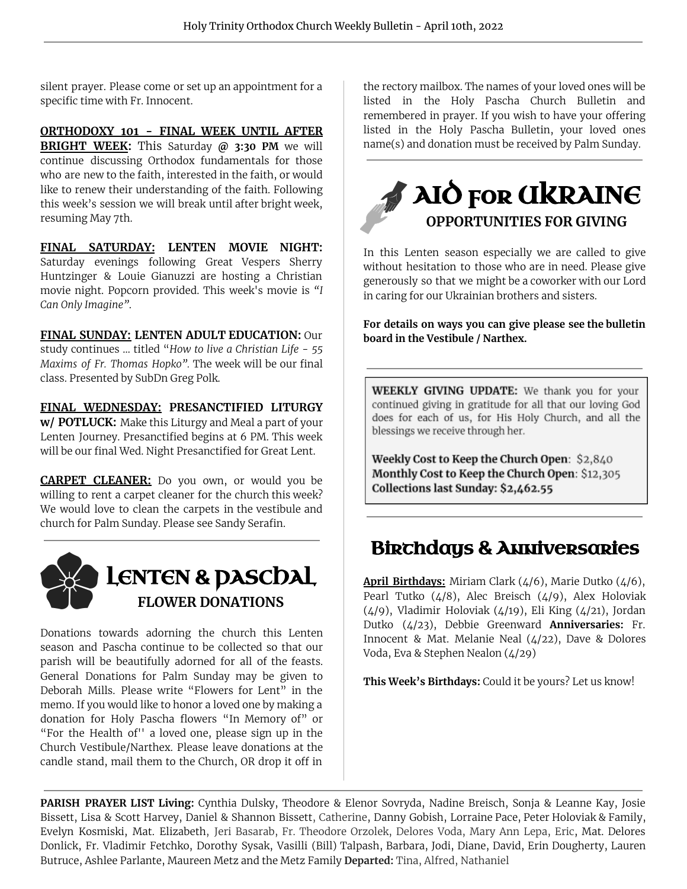silent prayer. Please come or set up an appointment for a specific time with Fr. Innocent.

**ORTHODOXY 101 - FINAL WEEK UNTIL AFTER BRIGHT WEEK:** This Saturday **@ 3:30 PM** we will continue discussing Orthodox fundamentals for those who are new to the faith, interested in the faith, or would like to renew their understanding of the faith. Following this week's session we will break until after bright week, resuming May 7th.

**FINAL SATURDAY: LENTEN MOVIE NIGHT:** Saturday evenings following Great Vespers Sherry Huntzinger & Louie Gianuzzi are hosting a Christian movie night. Popcorn provided. This week's movie is *"I Can Only Imagine"*.

**FINAL SUNDAY: LENTEN ADULT EDUCATION:** Our study continues ... titled "*How to live a Christian Life - 55 Maxims of Fr. Thomas Hopko".* The week will be our final class. Presented by SubDn Greg Polk.

**FINAL WEDNESDAY: PRESANCTIFIED LITURGY w/ POTLUCK:** Make this Liturgy and Meal a part of your Lenten Journey. Presanctified begins at 6 PM. This week will be our final Wed. Night Presanctified for Great Lent.

**CARPET CLEANER:** Do you own, or would you be willing to rent a carpet cleaner for the church this week? We would love to clean the carpets in the vestibule and church for Palm Sunday. Please see Sandy Serafin.

## Lenten & Paschal

### FLOWER DONATIONS

Donations towards adorning the church this Lenten season and Pascha continue to be collected so that our parish will be beautifully adorned for all of the feasts. General Donations for Palm Sunday may be given to Deborah Mills. Please write "Flowers for Lent" in the memo. If you would like to honor a loved one by making a donation for Holy Pascha flowers "In Memory of" or "For the Health of'' a loved one, please sign up in the Church Vestibule/Narthex. Please leave donations at the candle stand, mail them to the Church, OR drop it off in the rectory mailbox. The names of your loved ones will be listed in the Holy Pascha Church Bulletin and remembered in prayer. If you wish to have your offering listed in the Holy Pascha Bulletin, your loved ones name(s) and donation must be received by Palm Sunday.

## Aid for Ukraine

### OPPORTUNITIES FOR GIVING

In this Lenten season especially we are called to give without hesitation to those who are in need. Please give generously so that we might be a coworker with our Lord in caring for our Ukrainian brothers and sisters.

**For details on ways you can give please see the bulletin board in the Vestibule / Narthex.**

**WEEKLY GIVING UPDATE:** We thank you for your continued giving in gratitude for all that our loving God does for each of us, for His Holy Church, and all the blessings we receive through her.

**Weekly Cost to Keep the Church Open**: $2,840
**Monthly Cost to Keep the Church Open**: $12,305
**Collections last Sunday: $2,462.55**

## Birthdays & Anniversaries

**April Birthdays:** Miriam Clark (4/6), Marie Dutko (4/6), Pearl Tutko (4/8), Alec Breisch (4/9), Alex Holoviak (4/9), Vladimir Holoviak (4/19), Eli King (4/21), Jordan Dutko (4/23), Debbie Greenward **Anniversaries:** Fr. Innocent & Mat. Melanie Neal (4/22), Dave & Dolores Voda, Eva & Stephen Nealon (4/29)

**This Week's Birthdays:** Could it be yours? Let us know!

**PARISH PRAYER LIST Living:** Cynthia Dulsky, Theodore & Elenor Sovryda, Nadine Breisch, Sonja & Leanne Kay, Josie Bissett, Lisa & Scott Harvey, Daniel & Shannon Bissett, Catherine, Danny Gobish, Lorraine Pace, Peter Holoviak & Family, Evelyn Kosmiski, Mat. Elizabeth, Jeri Basarab, Fr. Theodore Orzolek, Delores Voda, Mary Ann Lepa, Eric, Mat. Delores Donlick, Fr. Vladimir Fetchko, Dorothy Sysak, Vasilli (Bill) Talpash, Barbara, Jodi, Diane, David, Erin Dougherty, Lauren Butruce, Ashlee Parlante, Maureen Metz and the Metz Family **Departed:** Tina, Alfred, Nathaniel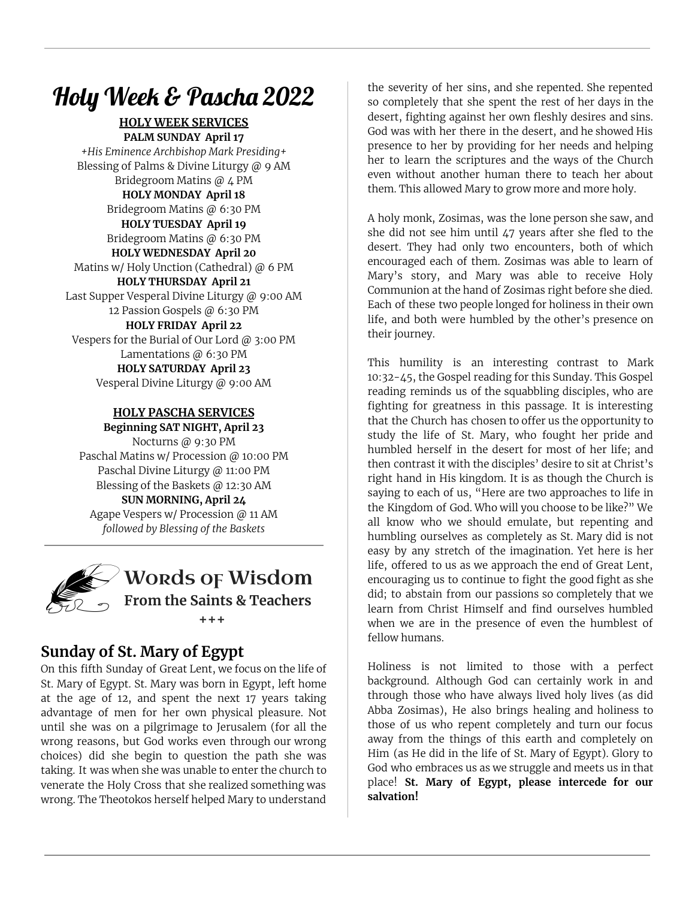# Holy Week & Pascha 2022

**HOLY WEEK SERVICES**

**PALM SUNDAY April 17**
*+His Eminence Archbishop Mark Presiding+*
Blessing of Palms & Divine Liturgy @ 9 AM
Bridegroom Matins @ 4 PM

**HOLY MONDAY April 18**
Bridegroom Matins @ 6:30 PM

**HOLY TUESDAY April 19**
Bridegroom Matins @ 6:30 PM

**HOLY WEDNESDAY April 20**
Matins w/ Holy Unction (Cathedral) @ 6 PM

**HOLY THURSDAY April 21**
Last Supper Vesperal Divine Liturgy @ 9:00 AM
12 Passion Gospels @ 6:30 PM

**HOLY FRIDAY April 22**
Vespers for the Burial of Our Lord @ 3:00 PM
Lamentations @ 6:30 PM

**HOLY SATURDAY April 23**
Vesperal Divine Liturgy @ 9:00 AM

**HOLY PASCHA SERVICES**

**Beginning SAT NIGHT, April 23**
Nocturns @ 9:30 PM
Paschal Matins w/ Procession @ 10:00 PM
Paschal Divine Liturgy @ 11:00 PM
Blessing of the Baskets @ 12:30 AM

**SUN MORNING, April 24**
Agape Vespers w/ Procession @ 11 AM
*followed by Blessing of the Baskets*

## Words of Wisdom

**From the Saints & Teachers**

+++

## Sunday of St. Mary of Egypt

On this fifth Sunday of Great Lent, we focus on the life of St. Mary of Egypt. St. Mary was born in Egypt, left home at the age of 12, and spent the next 17 years taking advantage of men for her own physical pleasure. Not until she was on a pilgrimage to Jerusalem (for all the wrong reasons, but God works even through our wrong choices) did she begin to question the path she was taking. It was when she was unable to enter the church to venerate the Holy Cross that she realized something was wrong. The Theotokos herself helped Mary to understand the severity of her sins, and she repented. She repented so completely that she spent the rest of her days in the desert, fighting against her own fleshly desires and sins. God was with her there in the desert, and he showed His presence to her by providing for her needs and helping her to learn the scriptures and the ways of the Church even without another human there to teach her about them. This allowed Mary to grow more and more holy.

A holy monk, Zosimas, was the lone person she saw, and she did not see him until 47 years after she fled to the desert. They had only two encounters, both of which encouraged each of them. Zosimas was able to learn of Mary's story, and Mary was able to receive Holy Communion at the hand of Zosimas right before she died. Each of these two people longed for holiness in their own life, and both were humbled by the other's presence on their journey.

This humility is an interesting contrast to Mark 10:32-45, the Gospel reading for this Sunday. This Gospel reading reminds us of the squabbling disciples, who are fighting for greatness in this passage. It is interesting that the Church has chosen to offer us the opportunity to study the life of St. Mary, who fought her pride and humbled herself in the desert for most of her life; and then contrast it with the disciples' desire to sit at Christ's right hand in His kingdom. It is as though the Church is saying to each of us, "Here are two approaches to life in the Kingdom of God. Who will you choose to be like?" We all know who we should emulate, but repenting and humbling ourselves as completely as St. Mary did is not easy by any stretch of the imagination. Yet here is her life, offered to us as we approach the end of Great Lent, encouraging us to continue to fight the good fight as she did; to abstain from our passions so completely that we learn from Christ Himself and find ourselves humbled when we are in the presence of even the humblest of fellow humans.

Holiness is not limited to those with a perfect background. Although God can certainly work in and through those who have always lived holy lives (as did Abba Zosimas), He also brings healing and holiness to those of us who repent completely and turn our focus away from the things of this earth and completely on Him (as He did in the life of St. Mary of Egypt). Glory to God who embraces us as we struggle and meets us in that place! **St. Mary of Egypt, please intercede for our salvation!**